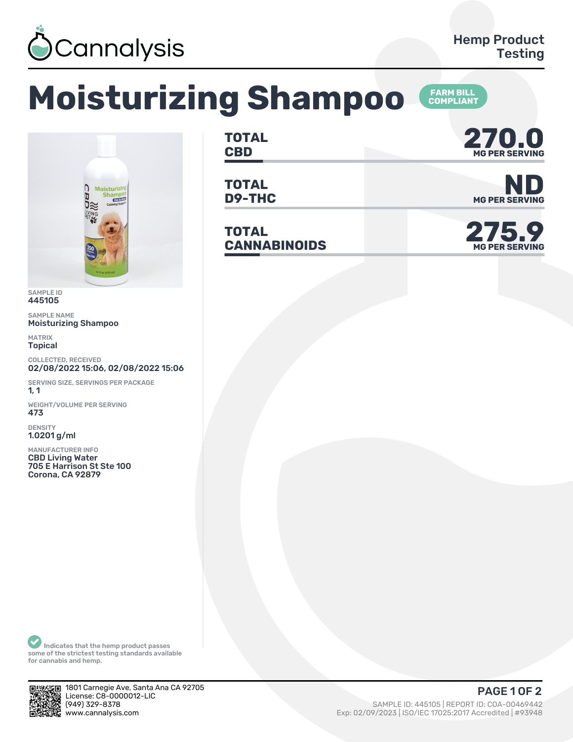Cannalysis

Hemp Product Testing

# Moisturizing Shampoo

FARM BILL COMPLIANT

| | | |
|---|---|---|
| **TOTAL CBD** | **270.0** | MG PER SERVING |
| **TOTAL D9-THC** | **ND** | MG PER SERVING |
| **TOTAL CANNABINOIDS** | **275.9** | MG PER SERVING |

SAMPLE ID
**445105**

SAMPLE NAME
**Moisturizing Shampoo**

MATRIX
**Topical**

COLLECTED, RECEIVED
**02/08/2022 15:06, 02/08/2022 15:06**

SERVING SIZE, SERVINGS PER PACKAGE
**1, 1**

WEIGHT/VOLUME PER SERVING
**473**

DENSITY
**1.0201 g/ml**

MANUFACTURER INFO
**CBD Living Water**
**705 E Harrison St Ste 100**
**Corona, CA 92879**

Indicates that the hemp product passes some of the strictest testing standards available for cannabis and hemp.

1801 Carnegie Ave, Santa Ana CA 92705
License: C8-0000012-LIC
(949) 329-8378
www.cannalysis.com

SAMPLE ID: 445105 | REPORT ID: COA-00469442
Exp: 02/09/2023 | ISO/IEC 17025:2017 Accredited | #93948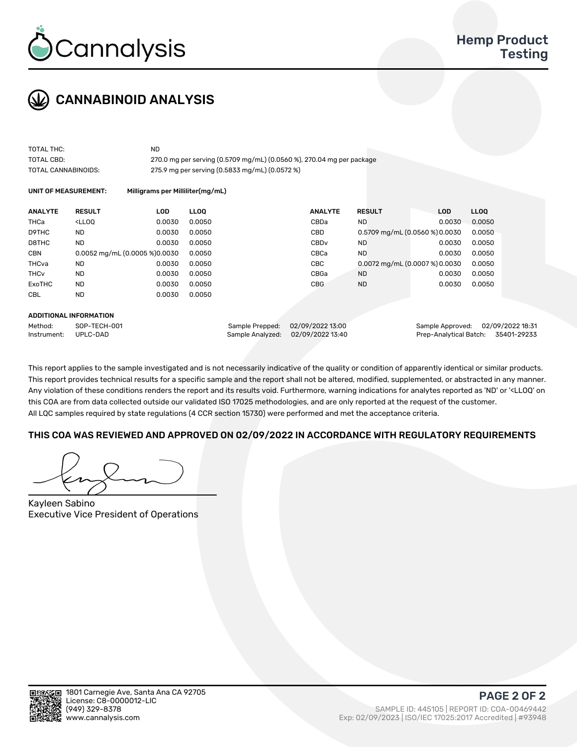Cannalysis

**Hemp Product Testing**

# CANNABINOID ANALYSIS

| | |
|---|---|
| TOTAL THC: | ND |
| TOTAL CBD: | 270.0 mg per serving (0.5709 mg/mL) (0.0560 %), 270.04 mg per package |
| TOTAL CANNABINOIDS: | 275.9 mg per serving (0.5833 mg/mL) (0.0572 %) |

**UNIT OF MEASUREMENT:** **Milligrams per Milliliter(mg/mL)**

| ANALYTE | RESULT | LOD | LLOQ | ANALYTE | RESULT | LOD | LLOQ |
|---|---|---|---|---|---|---|---|
| THCa | <LLOQ | 0.0030 | 0.0050 | CBDa | ND | 0.0030 | 0.0050 |
| D9THC | ND | 0.0030 | 0.0050 | CBD | 0.5709 mg/mL (0.0560 %) | 0.0030 | 0.0050 |
| D8THC | ND | 0.0030 | 0.0050 | CBDv | ND | 0.0030 | 0.0050 |
| CBN | 0.0052 mg/mL (0.0005 %) | 0.0030 | 0.0050 | CBCa | ND | 0.0030 | 0.0050 |
| THCva | ND | 0.0030 | 0.0050 | CBC | 0.0072 mg/mL (0.0007 %) | 0.0030 | 0.0050 |
| THCv | ND | 0.0030 | 0.0050 | CBGa | ND | 0.0030 | 0.0050 |
| ExoTHC | ND | 0.0030 | 0.0050 | CBG | ND | 0.0030 | 0.0050 |
| CBL | ND | 0.0030 | 0.0050 | | | | |

**ADDITIONAL INFORMATION**

| | | | | | |
|---|---|---|---|---|---|
| Method: | SOP-TECH-001 | Sample Prepped: | 02/09/2022 13:00 | Sample Approved: | 02/09/2022 18:31 |
| Instrument: | UPLC-DAD | Sample Analyzed: | 02/09/2022 13:40 | Prep-Analytical Batch: | 35401-29233 |

This report applies to the sample investigated and is not necessarily indicative of the quality or condition of apparently identical or similar products. This report provides technical results for a specific sample and the report shall not be altered, modified, supplemented, or abstracted in any manner. Any violation of these conditions renders the report and its results void. Furthermore, warning indications for analytes reported as 'ND' or '<LLOQ' on this COA are from data collected outside our validated ISO 17025 methodologies, and are only reported at the request of the customer. All LQC samples required by state regulations (4 CCR section 15730) were performed and met the acceptance criteria.

**THIS COA WAS REVIEWED AND APPROVED ON 02/09/2022 IN ACCORDANCE WITH REGULATORY REQUIREMENTS**

Kayleen Sabino
Executive Vice President of Operations

1801 Carnegie Ave, Santa Ana CA 92705
License: C8-0000012-LIC
(949) 329-8378
www.cannalysis.com

SAMPLE ID: 445105 | REPORT ID: COA-00469442
Exp: 02/09/2023 | ISO/IEC 17025:2017 Accredited | #93948